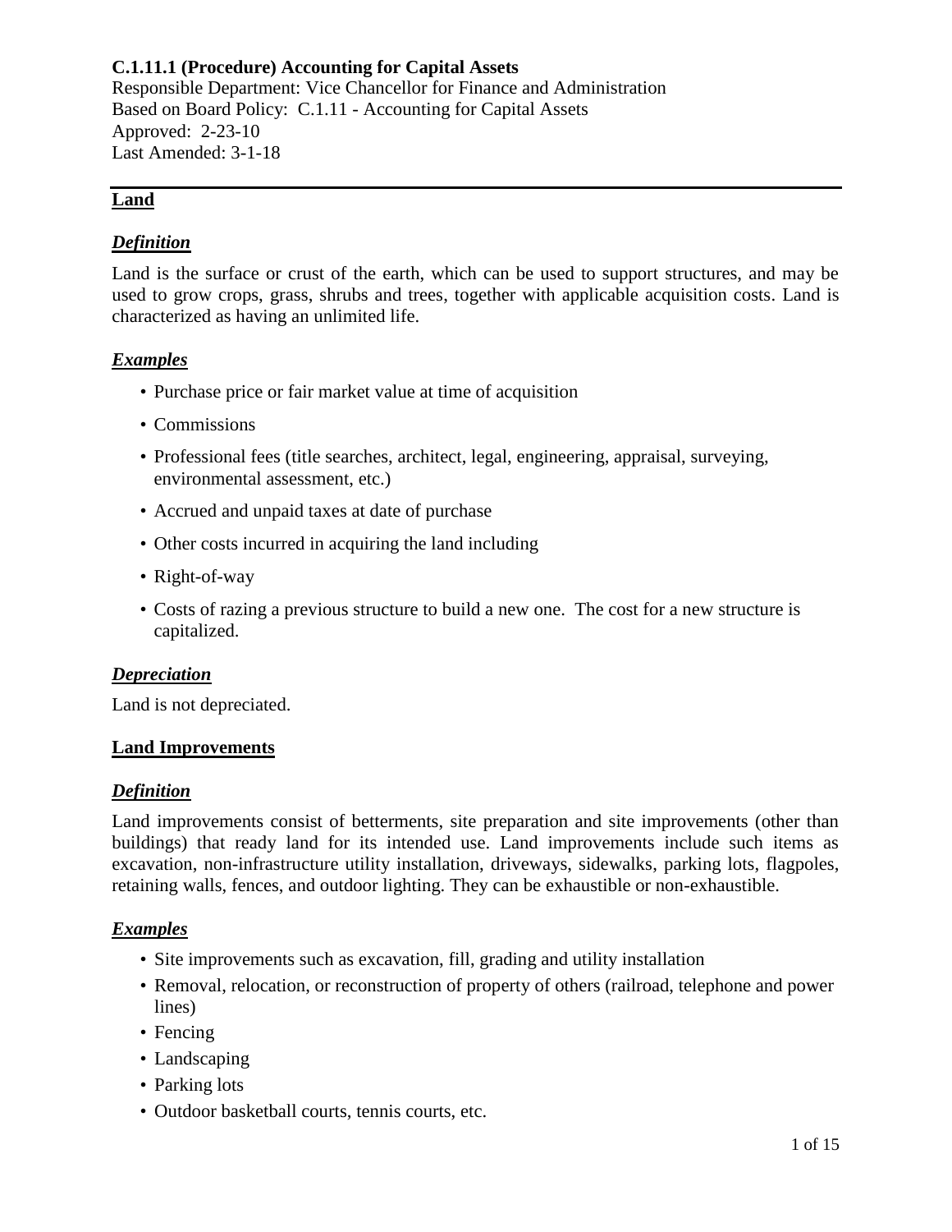**C.1.11.1 (Procedure) Accounting for Capital Assets**
Responsible Department: Vice Chancellor for Finance and Administration
Based on Board Policy: C.1.11 - Accounting for Capital Assets
Approved: 2-23-10
Last Amended: 3-1-18

---

## Land

### *Definition*

Land is the surface or crust of the earth, which can be used to support structures, and may be used to grow crops, grass, shrubs and trees, together with applicable acquisition costs. Land is characterized as having an unlimited life.

### *Examples*

- Purchase price or fair market value at time of acquisition
- Commissions
- Professional fees (title searches, architect, legal, engineering, appraisal, surveying, environmental assessment, etc.)
- Accrued and unpaid taxes at date of purchase
- Other costs incurred in acquiring the land including
- Right-of-way
- Costs of razing a previous structure to build a new one. The cost for a new structure is capitalized.

### *Depreciation*

Land is not depreciated.

## Land Improvements

### *Definition*

Land improvements consist of betterments, site preparation and site improvements (other than buildings) that ready land for its intended use. Land improvements include such items as excavation, non-infrastructure utility installation, driveways, sidewalks, parking lots, flagpoles, retaining walls, fences, and outdoor lighting. They can be exhaustible or non-exhaustible.

### *Examples*

- Site improvements such as excavation, fill, grading and utility installation
- Removal, relocation, or reconstruction of property of others (railroad, telephone and power lines)
- Fencing
- Landscaping
- Parking lots
- Outdoor basketball courts, tennis courts, etc.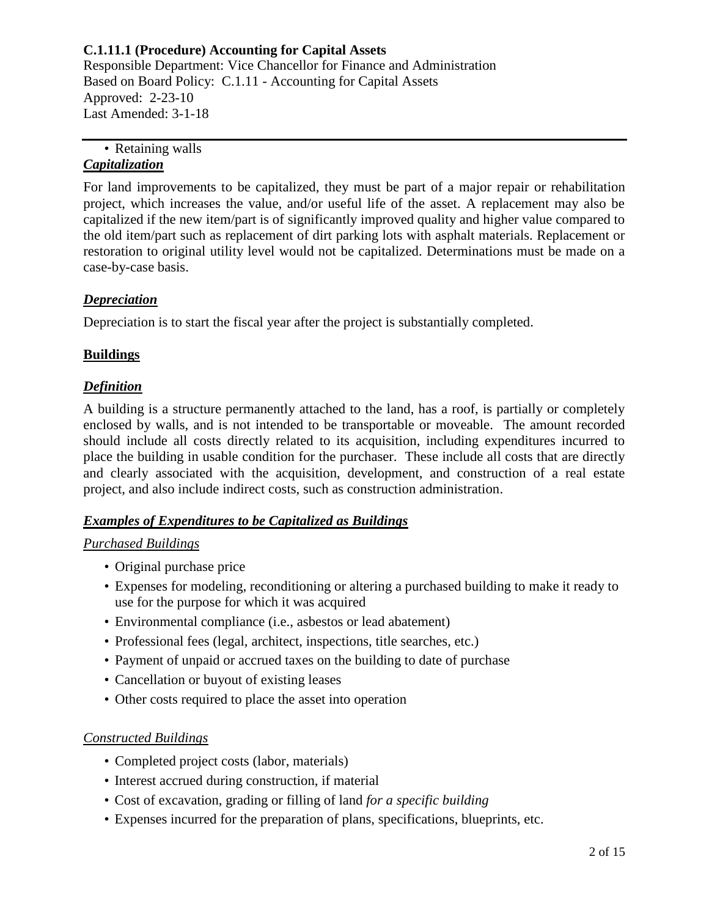- Retaining walls

***Capitalization***

For land improvements to be capitalized, they must be part of a major repair or rehabilitation project, which increases the value, and/or useful life of the asset. A replacement may also be capitalized if the new item/part is of significantly improved quality and higher value compared to the old item/part such as replacement of dirt parking lots with asphalt materials. Replacement or restoration to original utility level would not be capitalized. Determinations must be made on a case-by-case basis.

***Depreciation***

Depreciation is to start the fiscal year after the project is substantially completed.

## Buildings

***Definition***

A building is a structure permanently attached to the land, has a roof, is partially or completely enclosed by walls, and is not intended to be transportable or moveable. The amount recorded should include all costs directly related to its acquisition, including expenditures incurred to place the building in usable condition for the purchaser. These include all costs that are directly and clearly associated with the acquisition, development, and construction of a real estate project, and also include indirect costs, such as construction administration.

***Examples of Expenditures to be Capitalized as Buildings***

*Purchased Buildings*

- Original purchase price
- Expenses for modeling, reconditioning or altering a purchased building to make it ready to use for the purpose for which it was acquired
- Environmental compliance (i.e., asbestos or lead abatement)
- Professional fees (legal, architect, inspections, title searches, etc.)
- Payment of unpaid or accrued taxes on the building to date of purchase
- Cancellation or buyout of existing leases
- Other costs required to place the asset into operation

*Constructed Buildings*

- Completed project costs (labor, materials)
- Interest accrued during construction, if material
- Cost of excavation, grading or filling of land *for a specific building*
- Expenses incurred for the preparation of plans, specifications, blueprints, etc.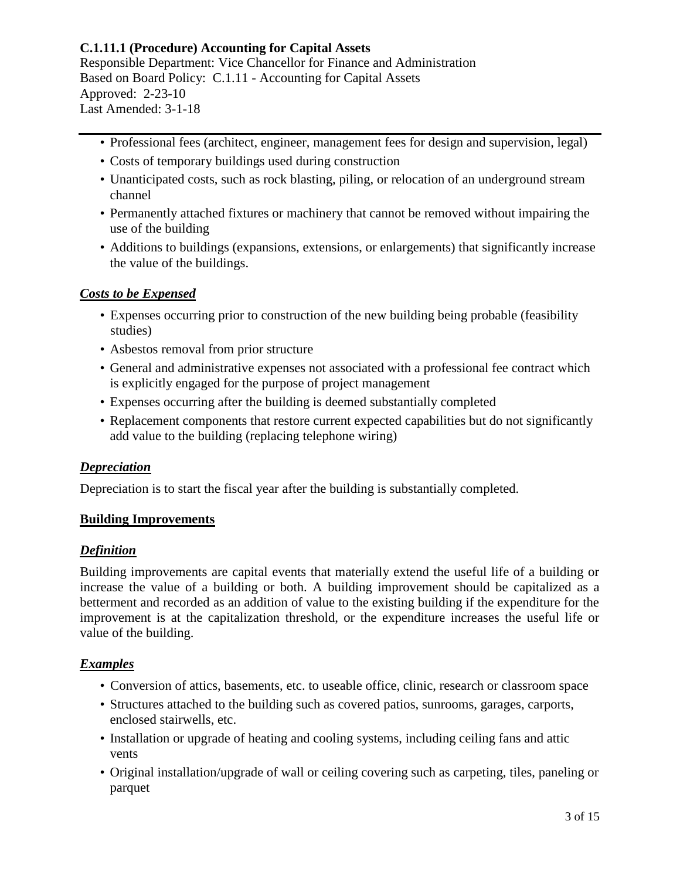- Professional fees (architect, engineer, management fees for design and supervision, legal)
- Costs of temporary buildings used during construction
- Unanticipated costs, such as rock blasting, piling, or relocation of an underground stream channel
- Permanently attached fixtures or machinery that cannot be removed without impairing the use of the building
- Additions to buildings (expansions, extensions, or enlargements) that significantly increase the value of the buildings.

### ***Costs to be Expensed***

- Expenses occurring prior to construction of the new building being probable (feasibility studies)
- Asbestos removal from prior structure
- General and administrative expenses not associated with a professional fee contract which is explicitly engaged for the purpose of project management
- Expenses occurring after the building is deemed substantially completed
- Replacement components that restore current expected capabilities but do not significantly add value to the building (replacing telephone wiring)

### ***Depreciation***

Depreciation is to start the fiscal year after the building is substantially completed.

## **Building Improvements**

### ***Definition***

Building improvements are capital events that materially extend the useful life of a building or increase the value of a building or both. A building improvement should be capitalized as a betterment and recorded as an addition of value to the existing building if the expenditure for the improvement is at the capitalization threshold, or the expenditure increases the useful life or value of the building.

### ***Examples***

- Conversion of attics, basements, etc. to useable office, clinic, research or classroom space
- Structures attached to the building such as covered patios, sunrooms, garages, carports, enclosed stairwells, etc.
- Installation or upgrade of heating and cooling systems, including ceiling fans and attic vents
- Original installation/upgrade of wall or ceiling covering such as carpeting, tiles, paneling or parquet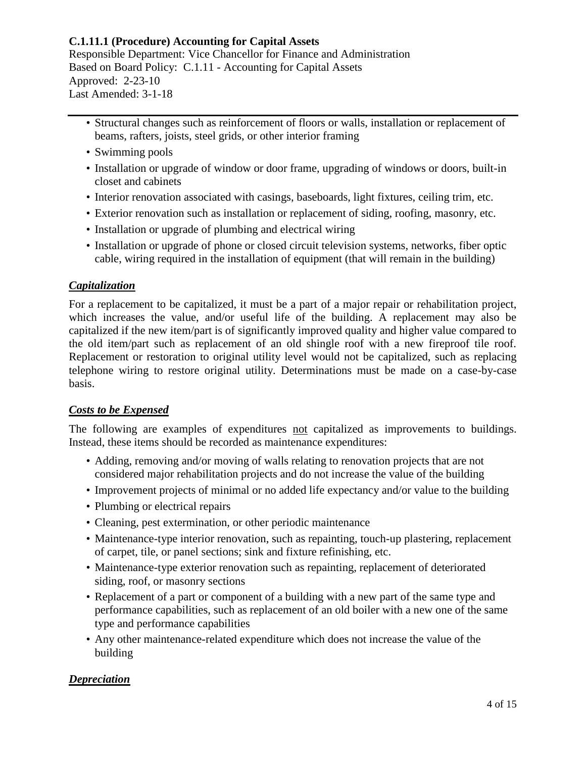- Structural changes such as reinforcement of floors or walls, installation or replacement of beams, rafters, joists, steel grids, or other interior framing
- Swimming pools
- Installation or upgrade of window or door frame, upgrading of windows or doors, built-in closet and cabinets
- Interior renovation associated with casings, baseboards, light fixtures, ceiling trim, etc.
- Exterior renovation such as installation or replacement of siding, roofing, masonry, etc.
- Installation or upgrade of plumbing and electrical wiring
- Installation or upgrade of phone or closed circuit television systems, networks, fiber optic cable, wiring required in the installation of equipment (that will remain in the building)

***Capitalization***

For a replacement to be capitalized, it must be a part of a major repair or rehabilitation project, which increases the value, and/or useful life of the building. A replacement may also be capitalized if the new item/part is of significantly improved quality and higher value compared to the old item/part such as replacement of an old shingle roof with a new fireproof tile roof. Replacement or restoration to original utility level would not be capitalized, such as replacing telephone wiring to restore original utility. Determinations must be made on a case-by-case basis.

***Costs to be Expensed***

The following are examples of expenditures not capitalized as improvements to buildings. Instead, these items should be recorded as maintenance expenditures:

- Adding, removing and/or moving of walls relating to renovation projects that are not considered major rehabilitation projects and do not increase the value of the building
- Improvement projects of minimal or no added life expectancy and/or value to the building
- Plumbing or electrical repairs
- Cleaning, pest extermination, or other periodic maintenance
- Maintenance-type interior renovation, such as repainting, touch-up plastering, replacement of carpet, tile, or panel sections; sink and fixture refinishing, etc.
- Maintenance-type exterior renovation such as repainting, replacement of deteriorated siding, roof, or masonry sections
- Replacement of a part or component of a building with a new part of the same type and performance capabilities, such as replacement of an old boiler with a new one of the same type and performance capabilities
- Any other maintenance-related expenditure which does not increase the value of the building

***Depreciation***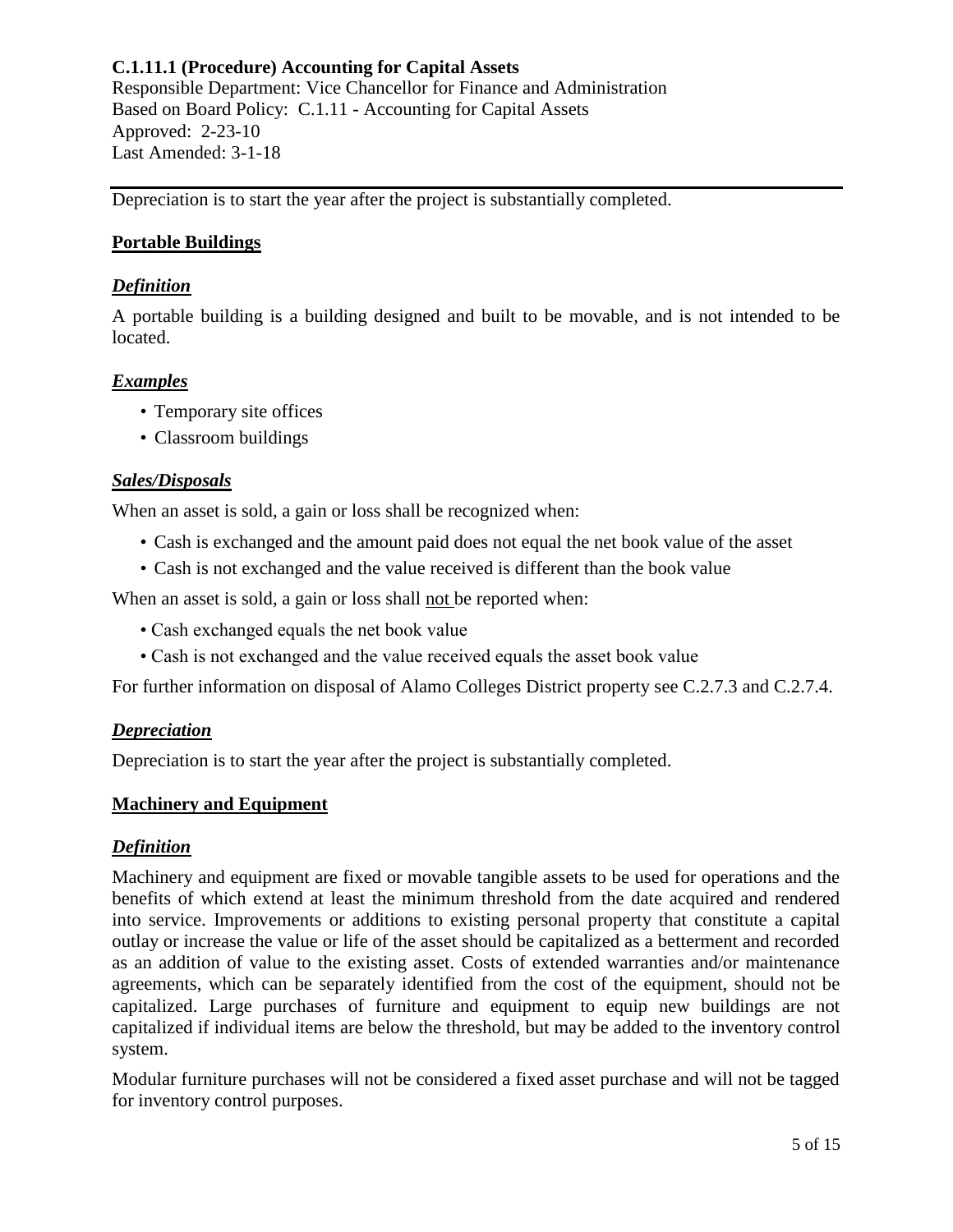Depreciation is to start the year after the project is substantially completed.

## Portable Buildings

### *Definition*

A portable building is a building designed and built to be movable, and is not intended to be located.

### *Examples*

- Temporary site offices
- Classroom buildings

### *Sales/Disposals*

When an asset is sold, a gain or loss shall be recognized when:

- Cash is exchanged and the amount paid does not equal the net book value of the asset
- Cash is not exchanged and the value received is different than the book value

When an asset is sold, a gain or loss shall not be reported when:

- Cash exchanged equals the net book value
- Cash is not exchanged and the value received equals the asset book value

For further information on disposal of Alamo Colleges District property see C.2.7.3 and C.2.7.4.

### *Depreciation*

Depreciation is to start the year after the project is substantially completed.

## Machinery and Equipment

### *Definition*

Machinery and equipment are fixed or movable tangible assets to be used for operations and the benefits of which extend at least the minimum threshold from the date acquired and rendered into service. Improvements or additions to existing personal property that constitute a capital outlay or increase the value or life of the asset should be capitalized as a betterment and recorded as an addition of value to the existing asset. Costs of extended warranties and/or maintenance agreements, which can be separately identified from the cost of the equipment, should not be capitalized. Large purchases of furniture and equipment to equip new buildings are not capitalized if individual items are below the threshold, but may be added to the inventory control system.

Modular furniture purchases will not be considered a fixed asset purchase and will not be tagged for inventory control purposes.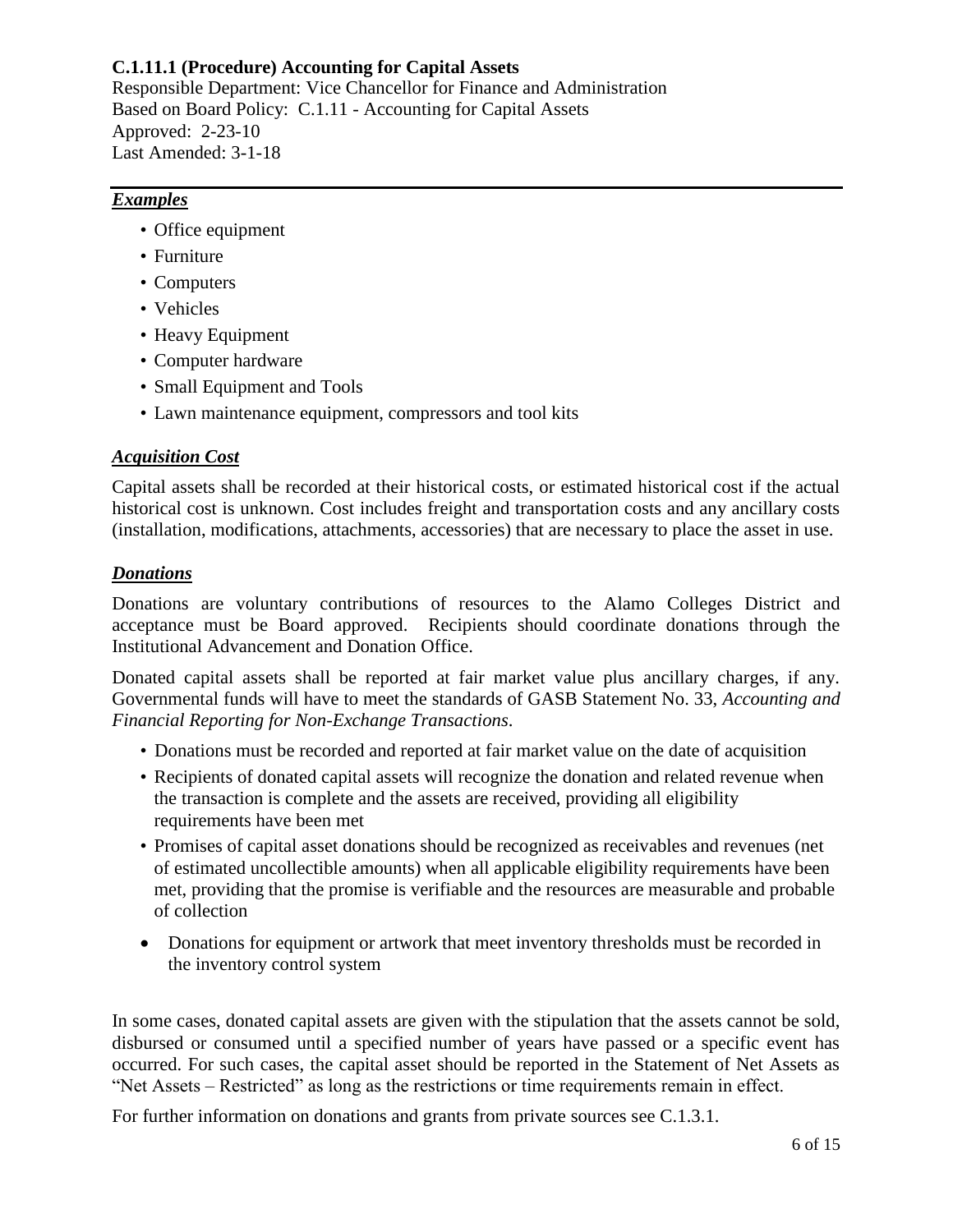**C.1.11.1 (Procedure) Accounting for Capital Assets**
Responsible Department: Vice Chancellor for Finance and Administration
Based on Board Policy: C.1.11 - Accounting for Capital Assets
Approved: 2-23-10
Last Amended: 3-1-18

---

***Examples***

- Office equipment
- Furniture
- Computers
- Vehicles
- Heavy Equipment
- Computer hardware
- Small Equipment and Tools
- Lawn maintenance equipment, compressors and tool kits

***Acquisition Cost***

Capital assets shall be recorded at their historical costs, or estimated historical cost if the actual historical cost is unknown. Cost includes freight and transportation costs and any ancillary costs (installation, modifications, attachments, accessories) that are necessary to place the asset in use.

***Donations***

Donations are voluntary contributions of resources to the Alamo Colleges District and acceptance must be Board approved. Recipients should coordinate donations through the Institutional Advancement and Donation Office.

Donated capital assets shall be reported at fair market value plus ancillary charges, if any. Governmental funds will have to meet the standards of GASB Statement No. 33, *Accounting and Financial Reporting for Non-Exchange Transactions*.

- Donations must be recorded and reported at fair market value on the date of acquisition
- Recipients of donated capital assets will recognize the donation and related revenue when the transaction is complete and the assets are received, providing all eligibility requirements have been met
- Promises of capital asset donations should be recognized as receivables and revenues (net of estimated uncollectible amounts) when all applicable eligibility requirements have been met, providing that the promise is verifiable and the resources are measurable and probable of collection
- Donations for equipment or artwork that meet inventory thresholds must be recorded in the inventory control system

In some cases, donated capital assets are given with the stipulation that the assets cannot be sold, disbursed or consumed until a specified number of years have passed or a specific event has occurred. For such cases, the capital asset should be reported in the Statement of Net Assets as "Net Assets – Restricted" as long as the restrictions or time requirements remain in effect.

For further information on donations and grants from private sources see C.1.3.1.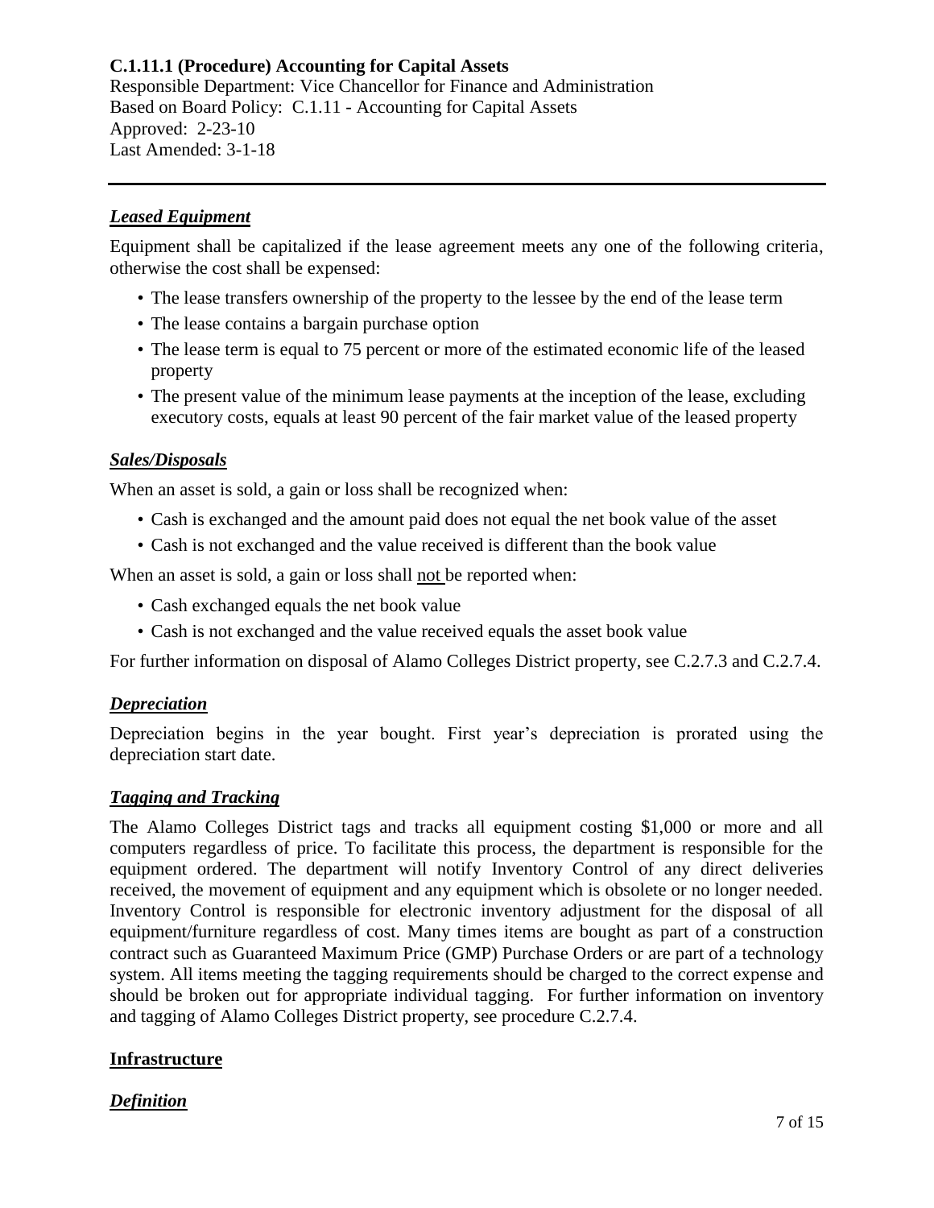### *Leased Equipment*

Equipment shall be capitalized if the lease agreement meets any one of the following criteria, otherwise the cost shall be expensed:

- The lease transfers ownership of the property to the lessee by the end of the lease term
- The lease contains a bargain purchase option
- The lease term is equal to 75 percent or more of the estimated economic life of the leased property
- The present value of the minimum lease payments at the inception of the lease, excluding executory costs, equals at least 90 percent of the fair market value of the leased property

### *Sales/Disposals*

When an asset is sold, a gain or loss shall be recognized when:

- Cash is exchanged and the amount paid does not equal the net book value of the asset
- Cash is not exchanged and the value received is different than the book value

When an asset is sold, a gain or loss shall <u>not</u> be reported when:

- Cash exchanged equals the net book value
- Cash is not exchanged and the value received equals the asset book value

For further information on disposal of Alamo Colleges District property, see C.2.7.3 and C.2.7.4.

### *Depreciation*

Depreciation begins in the year bought. First year's depreciation is prorated using the depreciation start date.

### *Tagging and Tracking*

The Alamo Colleges District tags and tracks all equipment costing $1,000 or more and all computers regardless of price. To facilitate this process, the department is responsible for the equipment ordered. The department will notify Inventory Control of any direct deliveries received, the movement of equipment and any equipment which is obsolete or no longer needed. Inventory Control is responsible for electronic inventory adjustment for the disposal of all equipment/furniture regardless of cost. Many times items are bought as part of a construction contract such as Guaranteed Maximum Price (GMP) Purchase Orders or are part of a technology system. All items meeting the tagging requirements should be charged to the correct expense and should be broken out for appropriate individual tagging. For further information on inventory and tagging of Alamo Colleges District property, see procedure C.2.7.4.

## Infrastructure

### *Definition*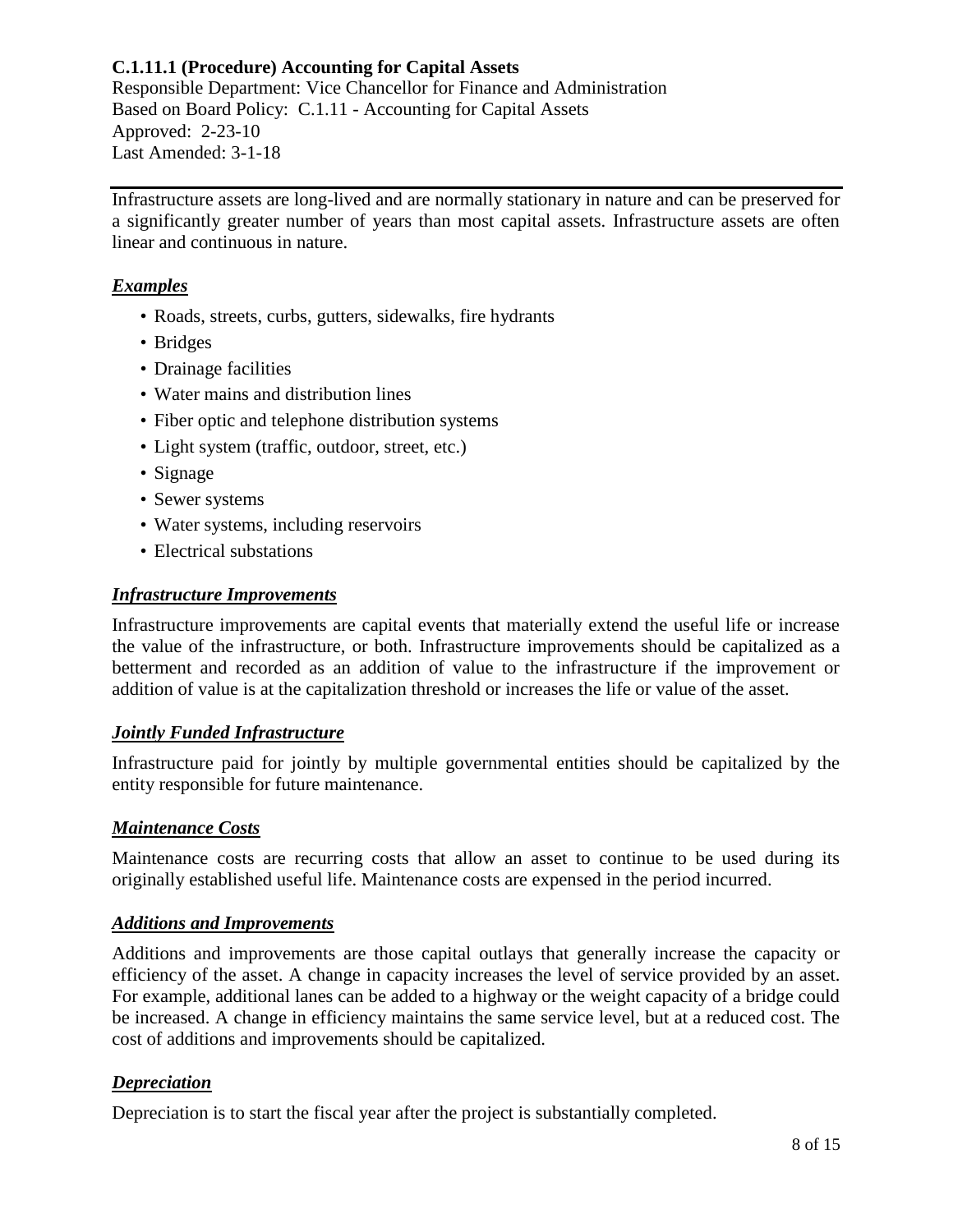**C.1.11.1 (Procedure) Accounting for Capital Assets**
Responsible Department: Vice Chancellor for Finance and Administration
Based on Board Policy: C.1.11 - Accounting for Capital Assets
Approved: 2-23-10
Last Amended: 3-1-18

---

Infrastructure assets are long-lived and are normally stationary in nature and can be preserved for a significantly greater number of years than most capital assets. Infrastructure assets are often linear and continuous in nature.

### ***Examples***

- Roads, streets, curbs, gutters, sidewalks, fire hydrants
- Bridges
- Drainage facilities
- Water mains and distribution lines
- Fiber optic and telephone distribution systems
- Light system (traffic, outdoor, street, etc.)
- Signage
- Sewer systems
- Water systems, including reservoirs
- Electrical substations

### ***Infrastructure Improvements***

Infrastructure improvements are capital events that materially extend the useful life or increase the value of the infrastructure, or both. Infrastructure improvements should be capitalized as a betterment and recorded as an addition of value to the infrastructure if the improvement or addition of value is at the capitalization threshold or increases the life or value of the asset.

### ***Jointly Funded Infrastructure***

Infrastructure paid for jointly by multiple governmental entities should be capitalized by the entity responsible for future maintenance.

### ***Maintenance Costs***

Maintenance costs are recurring costs that allow an asset to continue to be used during its originally established useful life. Maintenance costs are expensed in the period incurred.

### ***Additions and Improvements***

Additions and improvements are those capital outlays that generally increase the capacity or efficiency of the asset. A change in capacity increases the level of service provided by an asset. For example, additional lanes can be added to a highway or the weight capacity of a bridge could be increased. A change in efficiency maintains the same service level, but at a reduced cost. The cost of additions and improvements should be capitalized.

### ***Depreciation***

Depreciation is to start the fiscal year after the project is substantially completed.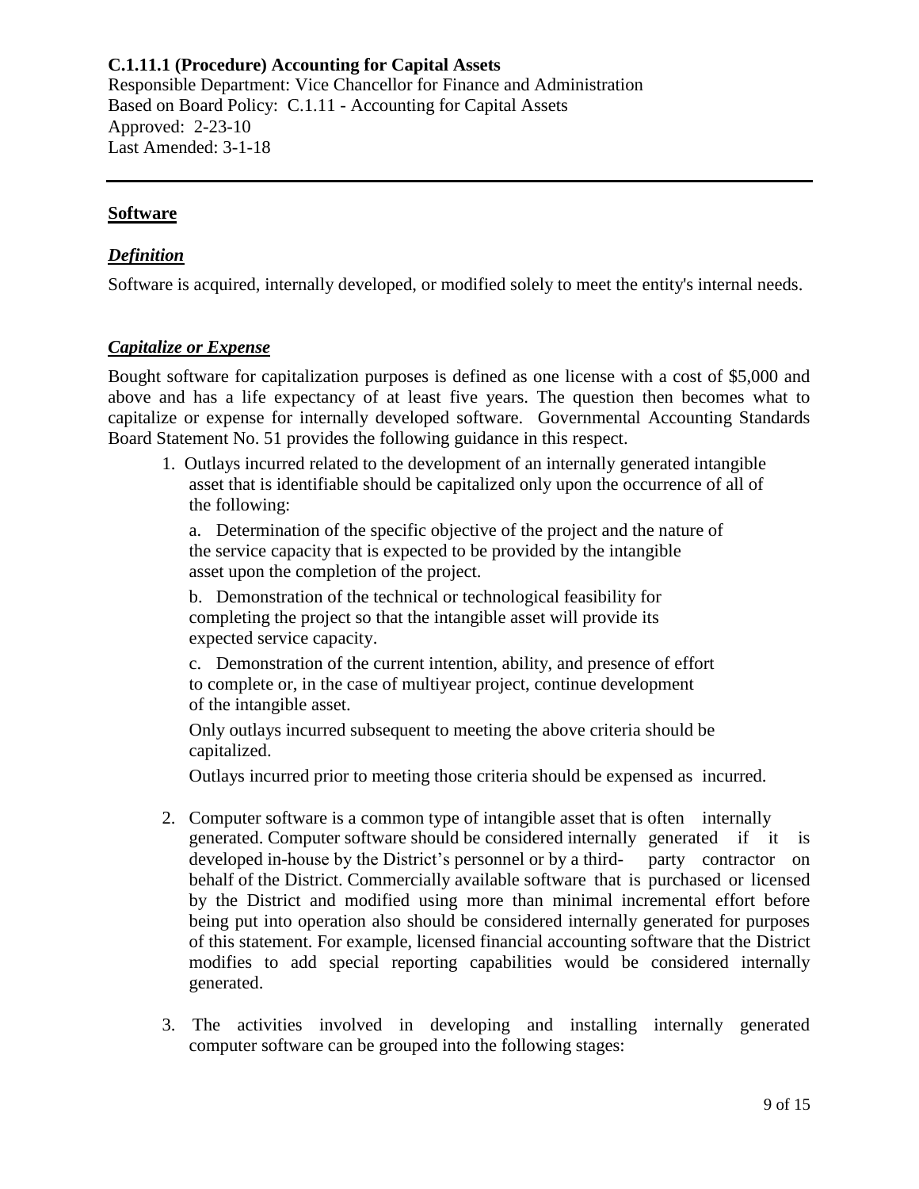**C.1.11.1 (Procedure) Accounting for Capital Assets**
Responsible Department: Vice Chancellor for Finance and Administration
Based on Board Policy: C.1.11 - Accounting for Capital Assets
Approved: 2-23-10
Last Amended: 3-1-18

---

## **Software**

### ***Definition***

Software is acquired, internally developed, or modified solely to meet the entity's internal needs.

### ***Capitalize or Expense***

Bought software for capitalization purposes is defined as one license with a cost of $5,000 and above and has a life expectancy of at least five years. The question then becomes what to capitalize or expense for internally developed software. Governmental Accounting Standards Board Statement No. 51 provides the following guidance in this respect.

1. Outlays incurred related to the development of an internally generated intangible asset that is identifiable should be capitalized only upon the occurrence of all of the following:

   a. Determination of the specific objective of the project and the nature of the service capacity that is expected to be provided by the intangible asset upon the completion of the project.

   b. Demonstration of the technical or technological feasibility for completing the project so that the intangible asset will provide its expected service capacity.

   c. Demonstration of the current intention, ability, and presence of effort to complete or, in the case of multiyear project, continue development of the intangible asset.

   Only outlays incurred subsequent to meeting the above criteria should be capitalized.

   Outlays incurred prior to meeting those criteria should be expensed as incurred.

2. Computer software is a common type of intangible asset that is often internally generated. Computer software should be considered internally generated if it is developed in-house by the District's personnel or by a third- party contractor on behalf of the District. Commercially available software that is purchased or licensed by the District and modified using more than minimal incremental effort before being put into operation also should be considered internally generated for purposes of this statement. For example, licensed financial accounting software that the District modifies to add special reporting capabilities would be considered internally generated.

3. The activities involved in developing and installing internally generated computer software can be grouped into the following stages: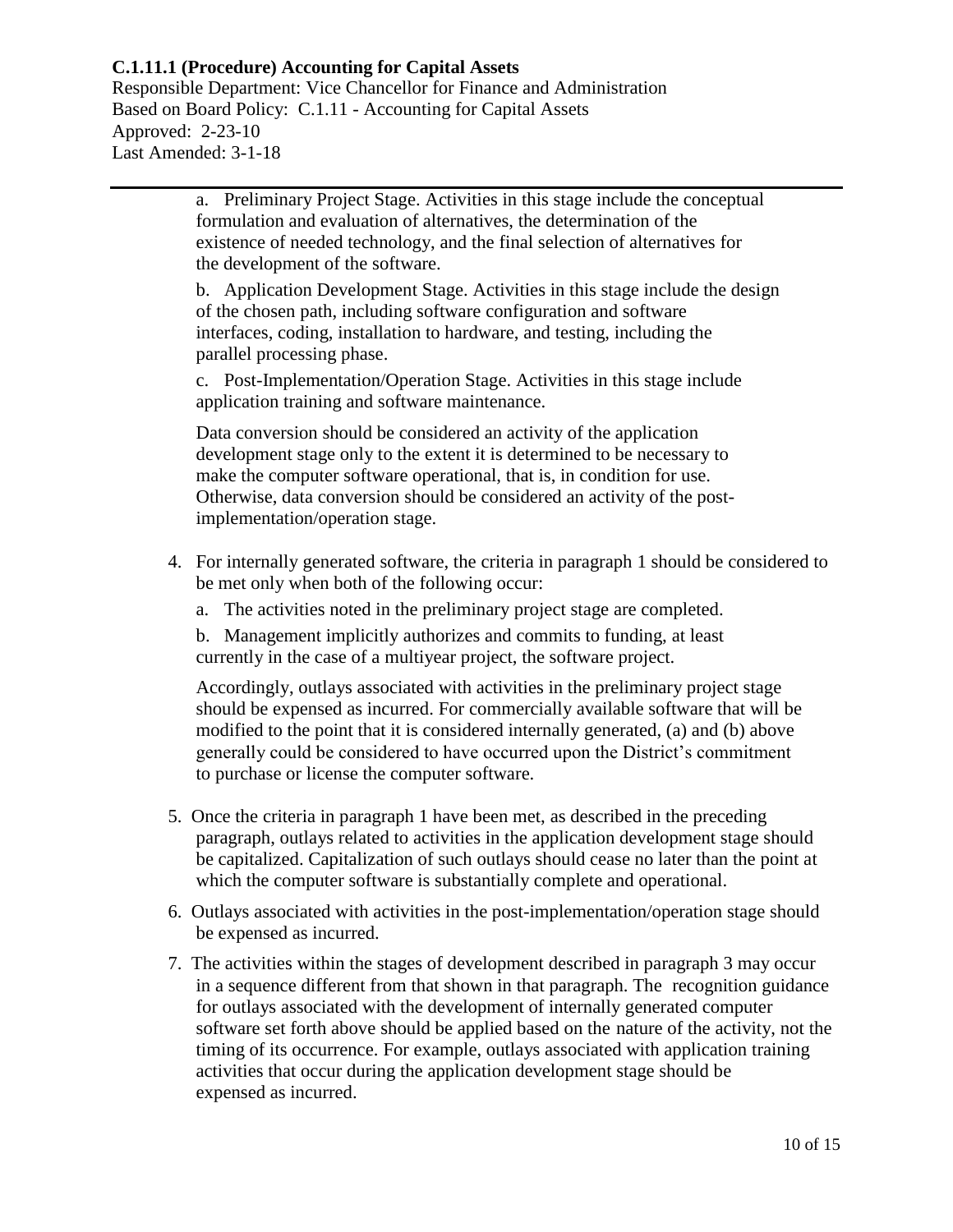a. Preliminary Project Stage. Activities in this stage include the conceptual formulation and evaluation of alternatives, the determination of the existence of needed technology, and the final selection of alternatives for the development of the software.

b. Application Development Stage. Activities in this stage include the design of the chosen path, including software configuration and software interfaces, coding, installation to hardware, and testing, including the parallel processing phase.

c. Post-Implementation/Operation Stage. Activities in this stage include application training and software maintenance.

Data conversion should be considered an activity of the application development stage only to the extent it is determined to be necessary to make the computer software operational, that is, in condition for use. Otherwise, data conversion should be considered an activity of the post-implementation/operation stage.

4. For internally generated software, the criteria in paragraph 1 should be considered to be met only when both of the following occur:

   a. The activities noted in the preliminary project stage are completed.

   b. Management implicitly authorizes and commits to funding, at least currently in the case of a multiyear project, the software project.

   Accordingly, outlays associated with activities in the preliminary project stage should be expensed as incurred. For commercially available software that will be modified to the point that it is considered internally generated, (a) and (b) above generally could be considered to have occurred upon the District's commitment to purchase or license the computer software.

5. Once the criteria in paragraph 1 have been met, as described in the preceding paragraph, outlays related to activities in the application development stage should be capitalized. Capitalization of such outlays should cease no later than the point at which the computer software is substantially complete and operational.

6. Outlays associated with activities in the post-implementation/operation stage should be expensed as incurred.

7. The activities within the stages of development described in paragraph 3 may occur in a sequence different from that shown in that paragraph. The recognition guidance for outlays associated with the development of internally generated computer software set forth above should be applied based on the nature of the activity, not the timing of its occurrence. For example, outlays associated with application training activities that occur during the application development stage should be expensed as incurred.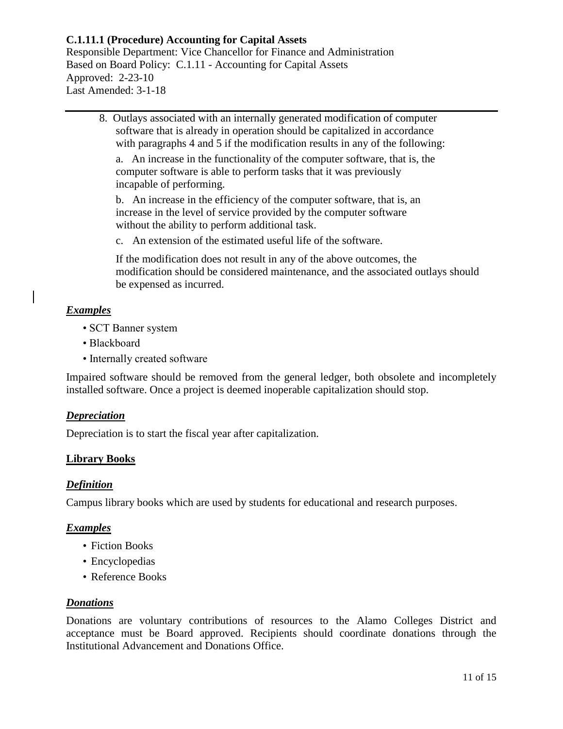**C.1.11.1 (Procedure) Accounting for Capital Assets**

Responsible Department: Vice Chancellor for Finance and Administration
Based on Board Policy: C.1.11 - Accounting for Capital Assets
Approved: 2-23-10
Last Amended: 3-1-18

---

8. Outlays associated with an internally generated modification of computer software that is already in operation should be capitalized in accordance with paragraphs 4 and 5 if the modification results in any of the following:

   a. An increase in the functionality of the computer software, that is, the computer software is able to perform tasks that it was previously incapable of performing.

   b. An increase in the efficiency of the computer software, that is, an increase in the level of service provided by the computer software without the ability to perform additional task.

   c. An extension of the estimated useful life of the software.

   If the modification does not result in any of the above outcomes, the modification should be considered maintenance, and the associated outlays should be expensed as incurred.

***Examples***

- SCT Banner system
- Blackboard
- Internally created software

Impaired software should be removed from the general ledger, both obsolete and incompletely installed software. Once a project is deemed inoperable capitalization should stop.

***Depreciation***

Depreciation is to start the fiscal year after capitalization.

**Library Books**

***Definition***

Campus library books which are used by students for educational and research purposes.

***Examples***

- Fiction Books
- Encyclopedias
- Reference Books

***Donations***

Donations are voluntary contributions of resources to the Alamo Colleges District and acceptance must be Board approved. Recipients should coordinate donations through the Institutional Advancement and Donations Office.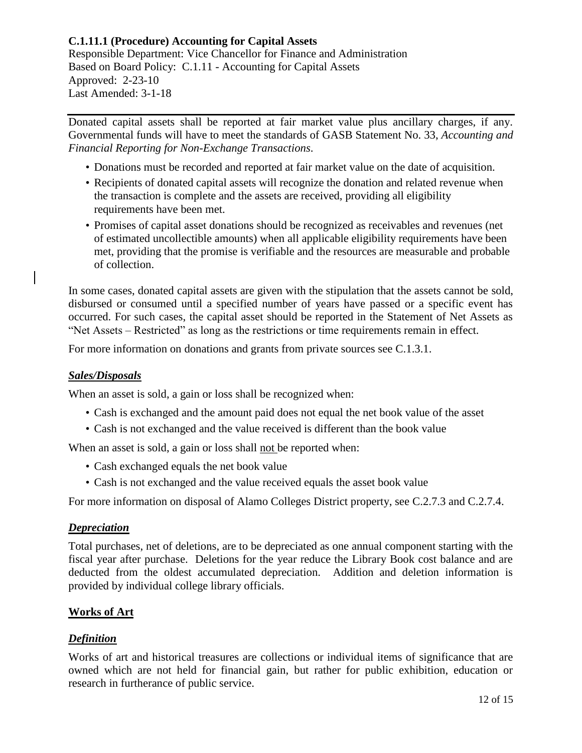**C.1.11.1 (Procedure) Accounting for Capital Assets**
Responsible Department: Vice Chancellor for Finance and Administration
Based on Board Policy: C.1.11 - Accounting for Capital Assets
Approved: 2-23-10
Last Amended: 3-1-18

---

Donated capital assets shall be reported at fair market value plus ancillary charges, if any. Governmental funds will have to meet the standards of GASB Statement No. 33, *Accounting and Financial Reporting for Non-Exchange Transactions*.

- Donations must be recorded and reported at fair market value on the date of acquisition.
- Recipients of donated capital assets will recognize the donation and related revenue when the transaction is complete and the assets are received, providing all eligibility requirements have been met.
- Promises of capital asset donations should be recognized as receivables and revenues (net of estimated uncollectible amounts) when all applicable eligibility requirements have been met, providing that the promise is verifiable and the resources are measurable and probable of collection.

In some cases, donated capital assets are given with the stipulation that the assets cannot be sold, disbursed or consumed until a specified number of years have passed or a specific event has occurred. For such cases, the capital asset should be reported in the Statement of Net Assets as "Net Assets – Restricted" as long as the restrictions or time requirements remain in effect.

For more information on donations and grants from private sources see C.1.3.1.

***Sales/Disposals***

When an asset is sold, a gain or loss shall be recognized when:

- Cash is exchanged and the amount paid does not equal the net book value of the asset
- Cash is not exchanged and the value received is different than the book value

When an asset is sold, a gain or loss shall not be reported when:

- Cash exchanged equals the net book value
- Cash is not exchanged and the value received equals the asset book value

For more information on disposal of Alamo Colleges District property, see C.2.7.3 and C.2.7.4.

***Depreciation***

Total purchases, net of deletions, are to be depreciated as one annual component starting with the fiscal year after purchase. Deletions for the year reduce the Library Book cost balance and are deducted from the oldest accumulated depreciation. Addition and deletion information is provided by individual college library officials.

**Works of Art**

***Definition***

Works of art and historical treasures are collections or individual items of significance that are owned which are not held for financial gain, but rather for public exhibition, education or research in furtherance of public service.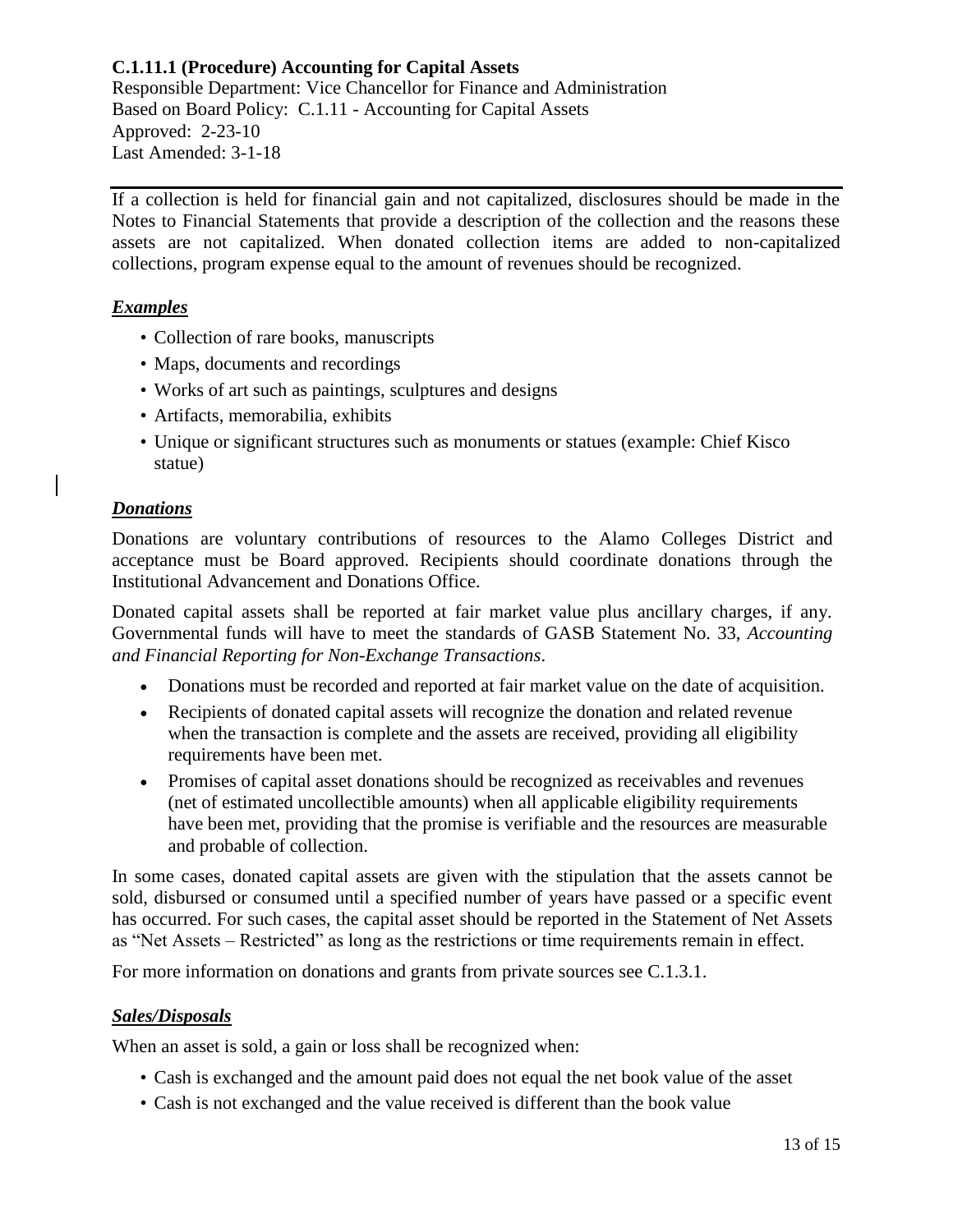**C.1.11.1 (Procedure) Accounting for Capital Assets**
Responsible Department: Vice Chancellor for Finance and Administration
Based on Board Policy: C.1.11 - Accounting for Capital Assets
Approved: 2-23-10
Last Amended: 3-1-18

---

If a collection is held for financial gain and not capitalized, disclosures should be made in the Notes to Financial Statements that provide a description of the collection and the reasons these assets are not capitalized. When donated collection items are added to non-capitalized collections, program expense equal to the amount of revenues should be recognized.

### ***Examples***

- Collection of rare books, manuscripts
- Maps, documents and recordings
- Works of art such as paintings, sculptures and designs
- Artifacts, memorabilia, exhibits
- Unique or significant structures such as monuments or statues (example: Chief Kisco statue)

### ***Donations***

Donations are voluntary contributions of resources to the Alamo Colleges District and acceptance must be Board approved. Recipients should coordinate donations through the Institutional Advancement and Donations Office.

Donated capital assets shall be reported at fair market value plus ancillary charges, if any. Governmental funds will have to meet the standards of GASB Statement No. 33, *Accounting and Financial Reporting for Non-Exchange Transactions*.

- Donations must be recorded and reported at fair market value on the date of acquisition.
- Recipients of donated capital assets will recognize the donation and related revenue when the transaction is complete and the assets are received, providing all eligibility requirements have been met.
- Promises of capital asset donations should be recognized as receivables and revenues (net of estimated uncollectible amounts) when all applicable eligibility requirements have been met, providing that the promise is verifiable and the resources are measurable and probable of collection.

In some cases, donated capital assets are given with the stipulation that the assets cannot be sold, disbursed or consumed until a specified number of years have passed or a specific event has occurred. For such cases, the capital asset should be reported in the Statement of Net Assets as "Net Assets – Restricted" as long as the restrictions or time requirements remain in effect.

For more information on donations and grants from private sources see C.1.3.1.

### ***Sales/Disposals***

When an asset is sold, a gain or loss shall be recognized when:

- Cash is exchanged and the amount paid does not equal the net book value of the asset
- Cash is not exchanged and the value received is different than the book value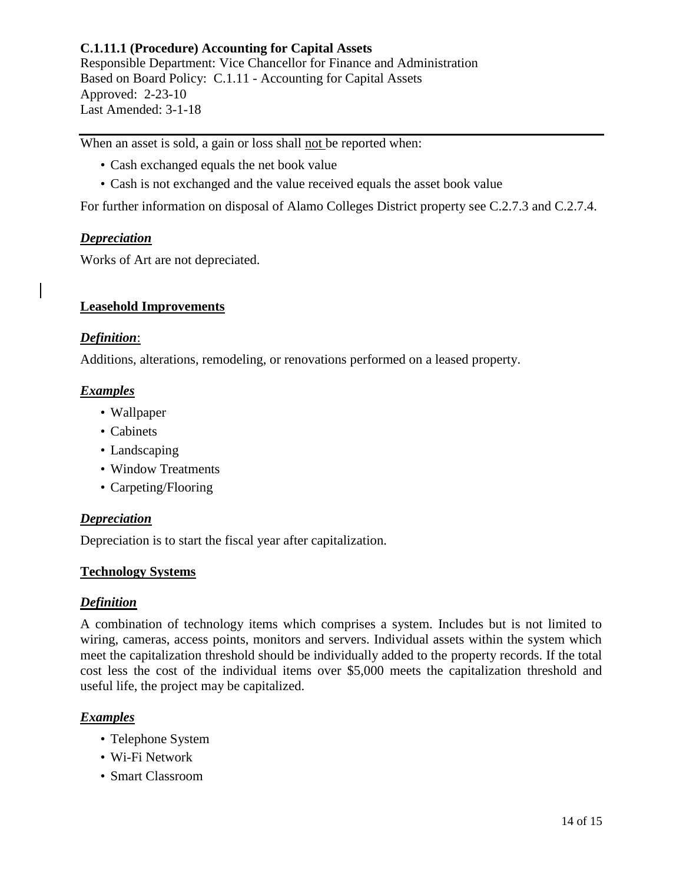**C.1.11.1 (Procedure) Accounting for Capital Assets**
Responsible Department: Vice Chancellor for Finance and Administration
Based on Board Policy: C.1.11 - Accounting for Capital Assets
Approved: 2-23-10
Last Amended: 3-1-18

---

When an asset is sold, a gain or loss shall not be reported when:

- Cash exchanged equals the net book value
- Cash is not exchanged and the value received equals the asset book value

For further information on disposal of Alamo Colleges District property see C.2.7.3 and C.2.7.4.

***Depreciation***

Works of Art are not depreciated.

**Leasehold Improvements**

***Definition***:

Additions, alterations, remodeling, or renovations performed on a leased property.

***Examples***

- Wallpaper
- Cabinets
- Landscaping
- Window Treatments
- Carpeting/Flooring

***Depreciation***

Depreciation is to start the fiscal year after capitalization.

**Technology Systems**

***Definition***

A combination of technology items which comprises a system. Includes but is not limited to wiring, cameras, access points, monitors and servers. Individual assets within the system which meet the capitalization threshold should be individually added to the property records. If the total cost less the cost of the individual items over $5,000 meets the capitalization threshold and useful life, the project may be capitalized.

***Examples***

- Telephone System
- Wi-Fi Network
- Smart Classroom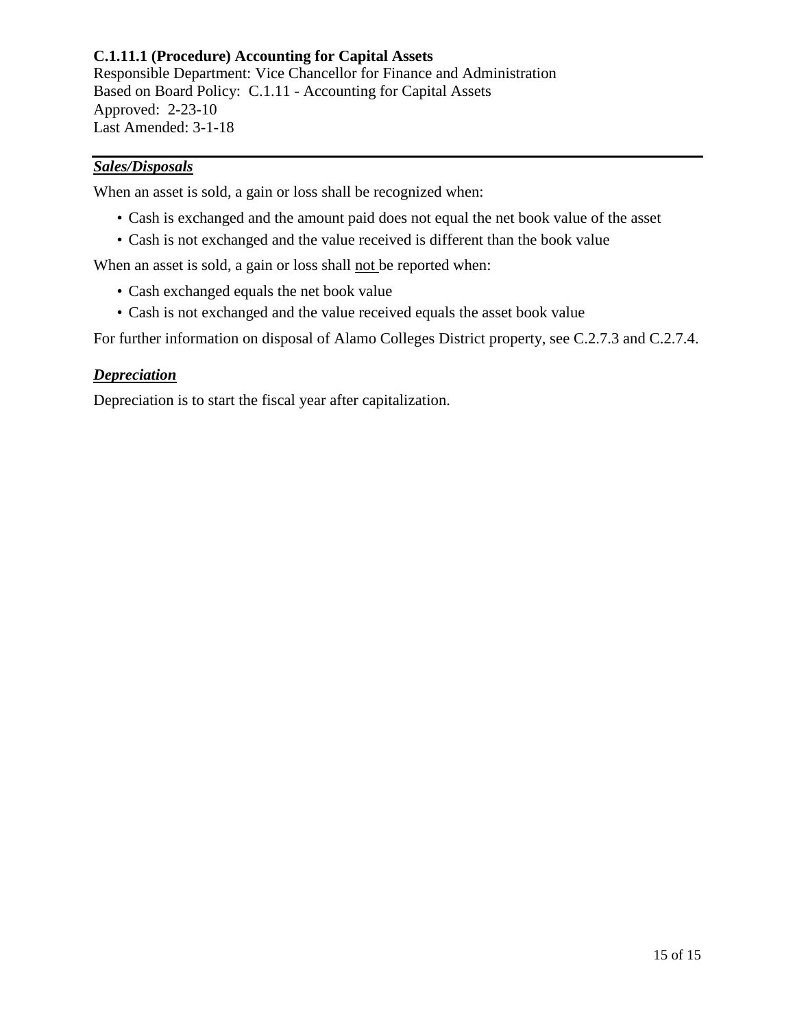**C.1.11.1 (Procedure) Accounting for Capital Assets**
Responsible Department: Vice Chancellor for Finance and Administration
Based on Board Policy: C.1.11 - Accounting for Capital Assets
Approved: 2-23-10
Last Amended: 3-1-18

---

***Sales/Disposals***

When an asset is sold, a gain or loss shall be recognized when:

- Cash is exchanged and the amount paid does not equal the net book value of the asset
- Cash is not exchanged and the value received is different than the book value

When an asset is sold, a gain or loss shall not be reported when:

- Cash exchanged equals the net book value
- Cash is not exchanged and the value received equals the asset book value

For further information on disposal of Alamo Colleges District property, see C.2.7.3 and C.2.7.4.

***Depreciation***

Depreciation is to start the fiscal year after capitalization.